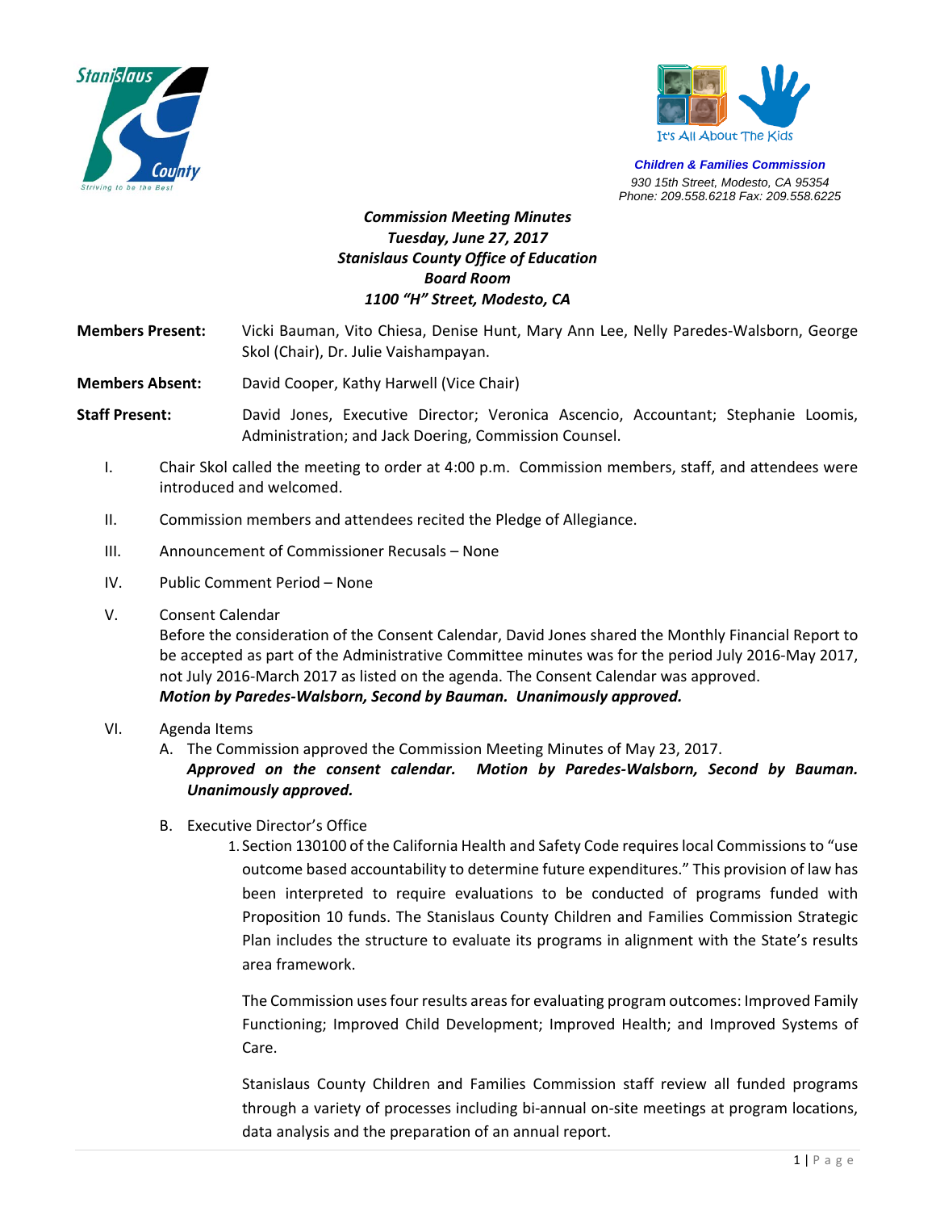Stanislaus County
Striving to be the Best

It's All About The Kids

**Children & Families Commission**
*930 15th Street, Modesto, CA 95354*
*Phone: 209.558.6218 Fax: 209.558.6225*

***Commission Meeting Minutes***
***Tuesday, June 27, 2017***
***Stanislaus County Office of Education***
***Board Room***
***1100 "H" Street, Modesto, CA***

**Members Present:** Vicki Bauman, Vito Chiesa, Denise Hunt, Mary Ann Lee, Nelly Paredes-Walsborn, George Skol (Chair), Dr. Julie Vaishampayan.

**Members Absent:** David Cooper, Kathy Harwell (Vice Chair)

**Staff Present:** David Jones, Executive Director; Veronica Ascencio, Accountant; Stephanie Loomis, Administration; and Jack Doering, Commission Counsel.

I. Chair Skol called the meeting to order at 4:00 p.m. Commission members, staff, and attendees were introduced and welcomed.

II. Commission members and attendees recited the Pledge of Allegiance.

III. Announcement of Commissioner Recusals – None

IV. Public Comment Period – None

V. Consent Calendar
Before the consideration of the Consent Calendar, David Jones shared the Monthly Financial Report to be accepted as part of the Administrative Committee minutes was for the period July 2016-May 2017, not July 2016-March 2017 as listed on the agenda. The Consent Calendar was approved.
***Motion by Paredes-Walsborn, Second by Bauman. Unanimously approved.***

VI. Agenda Items

A. The Commission approved the Commission Meeting Minutes of May 23, 2017.
***Approved on the consent calendar. Motion by Paredes-Walsborn, Second by Bauman. Unanimously approved.***

B. Executive Director's Office

1. Section 130100 of the California Health and Safety Code requires local Commissions to "use outcome based accountability to determine future expenditures." This provision of law has been interpreted to require evaluations to be conducted of programs funded with Proposition 10 funds. The Stanislaus County Children and Families Commission Strategic Plan includes the structure to evaluate its programs in alignment with the State's results area framework.

   The Commission uses four results areas for evaluating program outcomes: Improved Family Functioning; Improved Child Development; Improved Health; and Improved Systems of Care.

   Stanislaus County Children and Families Commission staff review all funded programs through a variety of processes including bi-annual on-site meetings at program locations, data analysis and the preparation of an annual report.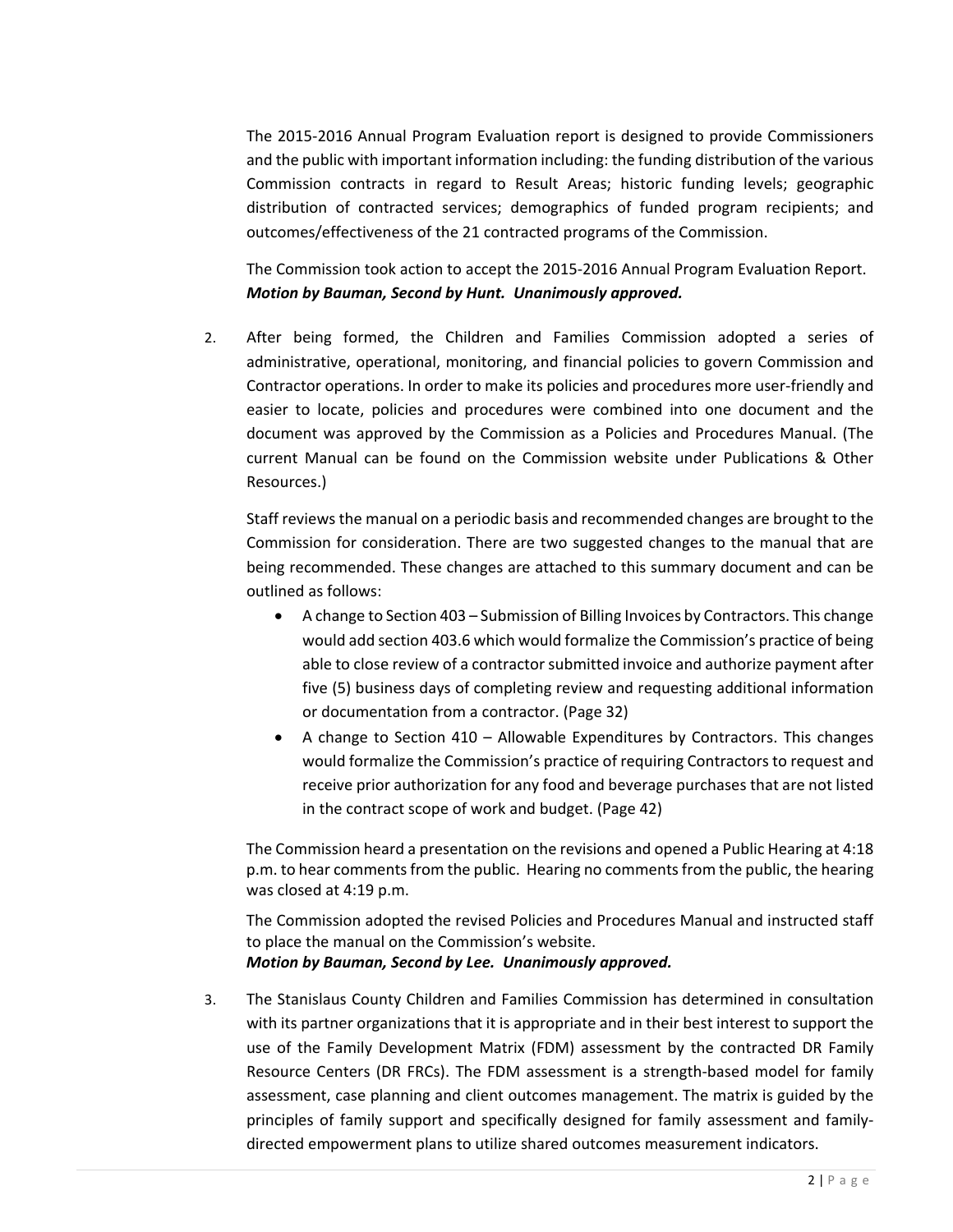The 2015-2016 Annual Program Evaluation report is designed to provide Commissioners and the public with important information including: the funding distribution of the various Commission contracts in regard to Result Areas; historic funding levels; geographic distribution of contracted services; demographics of funded program recipients; and outcomes/effectiveness of the 21 contracted programs of the Commission.

The Commission took action to accept the 2015-2016 Annual Program Evaluation Report.
***Motion by Bauman, Second by Hunt. Unanimously approved.***

2. After being formed, the Children and Families Commission adopted a series of administrative, operational, monitoring, and financial policies to govern Commission and Contractor operations. In order to make its policies and procedures more user-friendly and easier to locate, policies and procedures were combined into one document and the document was approved by the Commission as a Policies and Procedures Manual. (The current Manual can be found on the Commission website under Publications & Other Resources.)

   Staff reviews the manual on a periodic basis and recommended changes are brought to the Commission for consideration. There are two suggested changes to the manual that are being recommended. These changes are attached to this summary document and can be outlined as follows:

   - A change to Section 403 – Submission of Billing Invoices by Contractors. This change would add section 403.6 which would formalize the Commission's practice of being able to close review of a contractor submitted invoice and authorize payment after five (5) business days of completing review and requesting additional information or documentation from a contractor. (Page 32)
   - A change to Section 410 – Allowable Expenditures by Contractors. This changes would formalize the Commission's practice of requiring Contractors to request and receive prior authorization for any food and beverage purchases that are not listed in the contract scope of work and budget. (Page 42)

   The Commission heard a presentation on the revisions and opened a Public Hearing at 4:18 p.m. to hear comments from the public. Hearing no comments from the public, the hearing was closed at 4:19 p.m.

   The Commission adopted the revised Policies and Procedures Manual and instructed staff to place the manual on the Commission's website.
   ***Motion by Bauman, Second by Lee. Unanimously approved.***

3. The Stanislaus County Children and Families Commission has determined in consultation with its partner organizations that it is appropriate and in their best interest to support the use of the Family Development Matrix (FDM) assessment by the contracted DR Family Resource Centers (DR FRCs). The FDM assessment is a strength-based model for family assessment, case planning and client outcomes management. The matrix is guided by the principles of family support and specifically designed for family assessment and family-directed empowerment plans to utilize shared outcomes measurement indicators.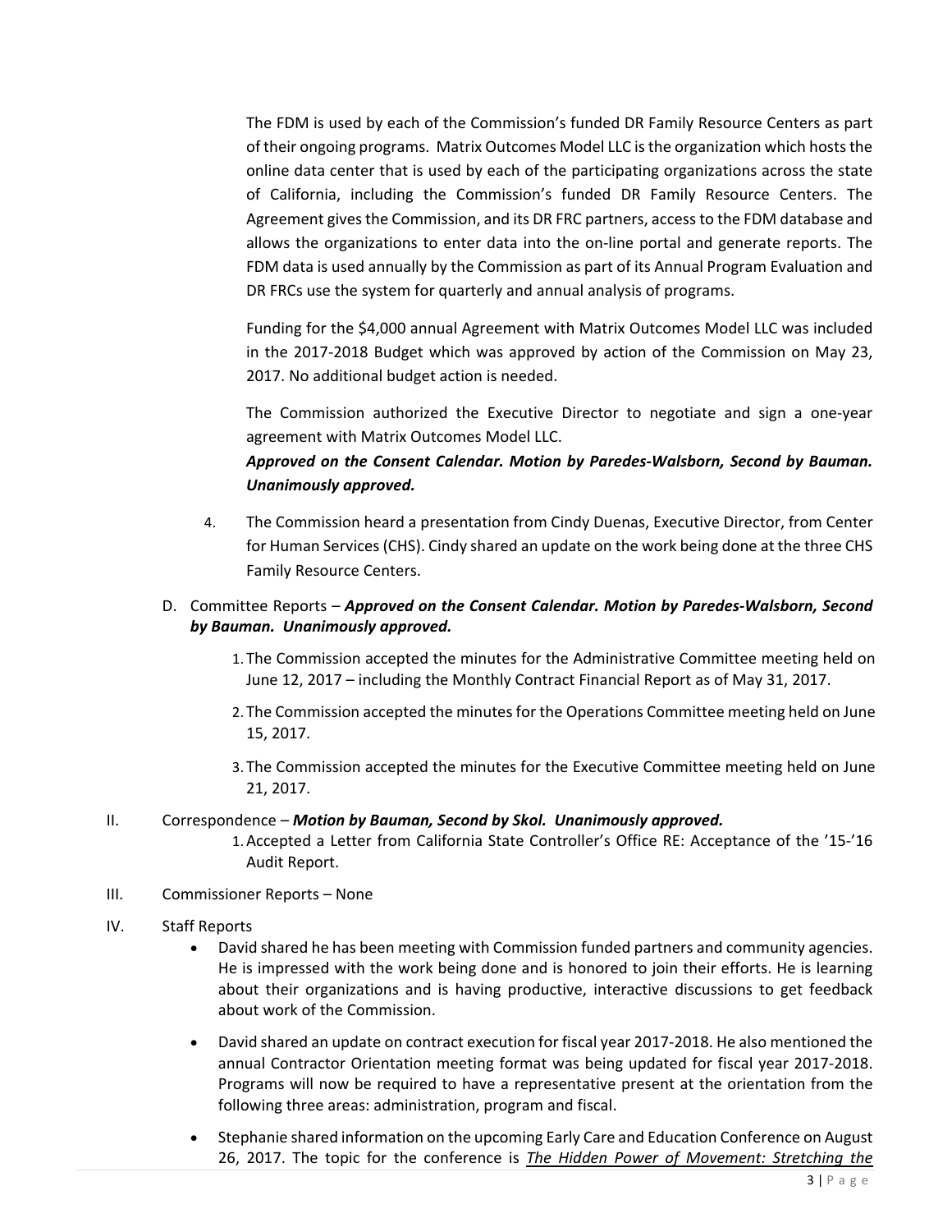The FDM is used by each of the Commission's funded DR Family Resource Centers as part of their ongoing programs. Matrix Outcomes Model LLC is the organization which hosts the online data center that is used by each of the participating organizations across the state of California, including the Commission's funded DR Family Resource Centers. The Agreement gives the Commission, and its DR FRC partners, access to the FDM database and allows the organizations to enter data into the on-line portal and generate reports. The FDM data is used annually by the Commission as part of its Annual Program Evaluation and DR FRCs use the system for quarterly and annual analysis of programs.

Funding for the $4,000 annual Agreement with Matrix Outcomes Model LLC was included in the 2017-2018 Budget which was approved by action of the Commission on May 23, 2017. No additional budget action is needed.

The Commission authorized the Executive Director to negotiate and sign a one-year agreement with Matrix Outcomes Model LLC.

***Approved on the Consent Calendar. Motion by Paredes-Walsborn, Second by Bauman. Unanimously approved.***

4. The Commission heard a presentation from Cindy Duenas, Executive Director, from Center for Human Services (CHS). Cindy shared an update on the work being done at the three CHS Family Resource Centers.

D. Committee Reports – ***Approved on the Consent Calendar. Motion by Paredes-Walsborn, Second by Bauman. Unanimously approved.***

1. The Commission accepted the minutes for the Administrative Committee meeting held on June 12, 2017 – including the Monthly Contract Financial Report as of May 31, 2017.
2. The Commission accepted the minutes for the Operations Committee meeting held on June 15, 2017.
3. The Commission accepted the minutes for the Executive Committee meeting held on June 21, 2017.

II. Correspondence – ***Motion by Bauman, Second by Skol. Unanimously approved.***

1. Accepted a Letter from California State Controller's Office RE: Acceptance of the '15-'16 Audit Report.

III. Commissioner Reports – None

IV. Staff Reports

- David shared he has been meeting with Commission funded partners and community agencies. He is impressed with the work being done and is honored to join their efforts. He is learning about their organizations and is having productive, interactive discussions to get feedback about work of the Commission.
- David shared an update on contract execution for fiscal year 2017-2018. He also mentioned the annual Contractor Orientation meeting format was being updated for fiscal year 2017-2018. Programs will now be required to have a representative present at the orientation from the following three areas: administration, program and fiscal.
- Stephanie shared information on the upcoming Early Care and Education Conference on August 26, 2017. The topic for the conference is ***The Hidden Power of Movement: Stretching the***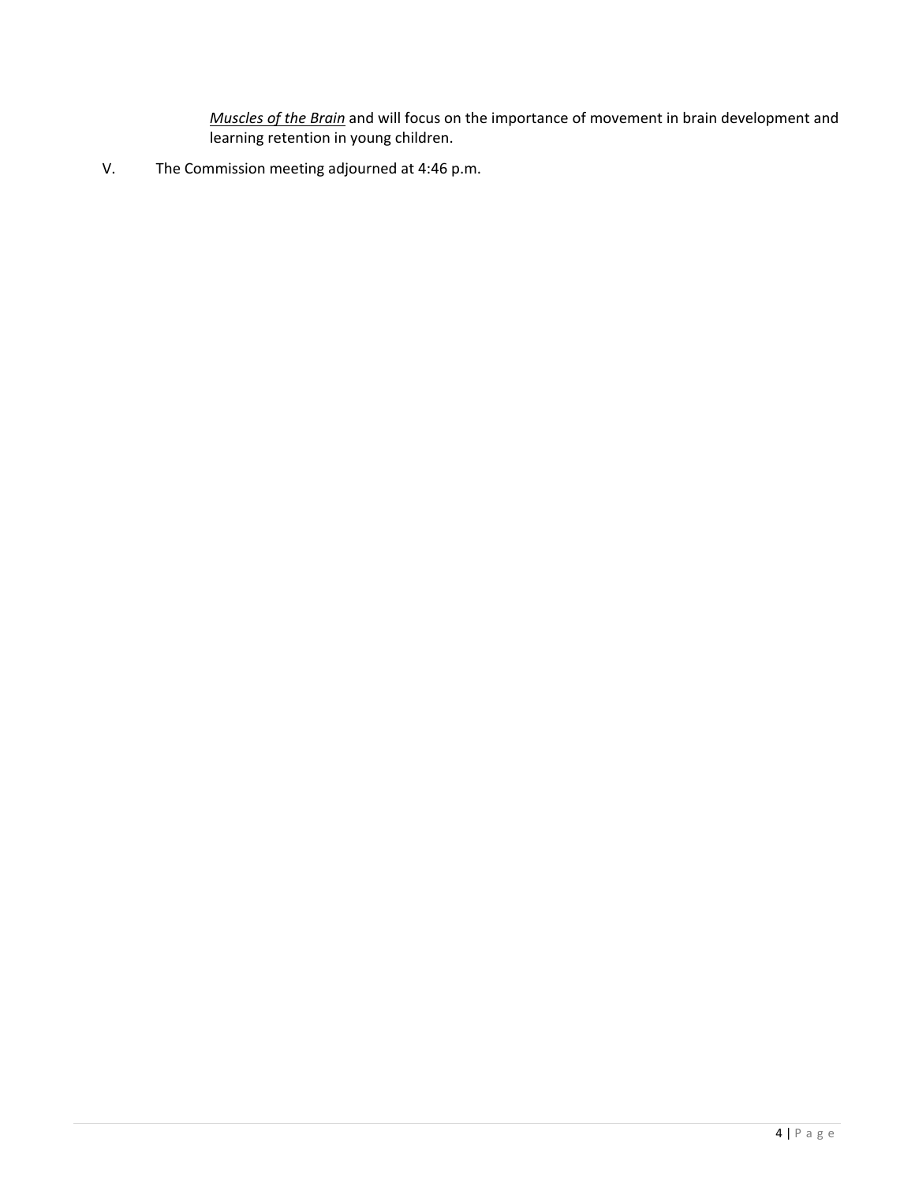*Muscles of the Brain* and will focus on the importance of movement in brain development and learning retention in young children.

V. The Commission meeting adjourned at 4:46 p.m.